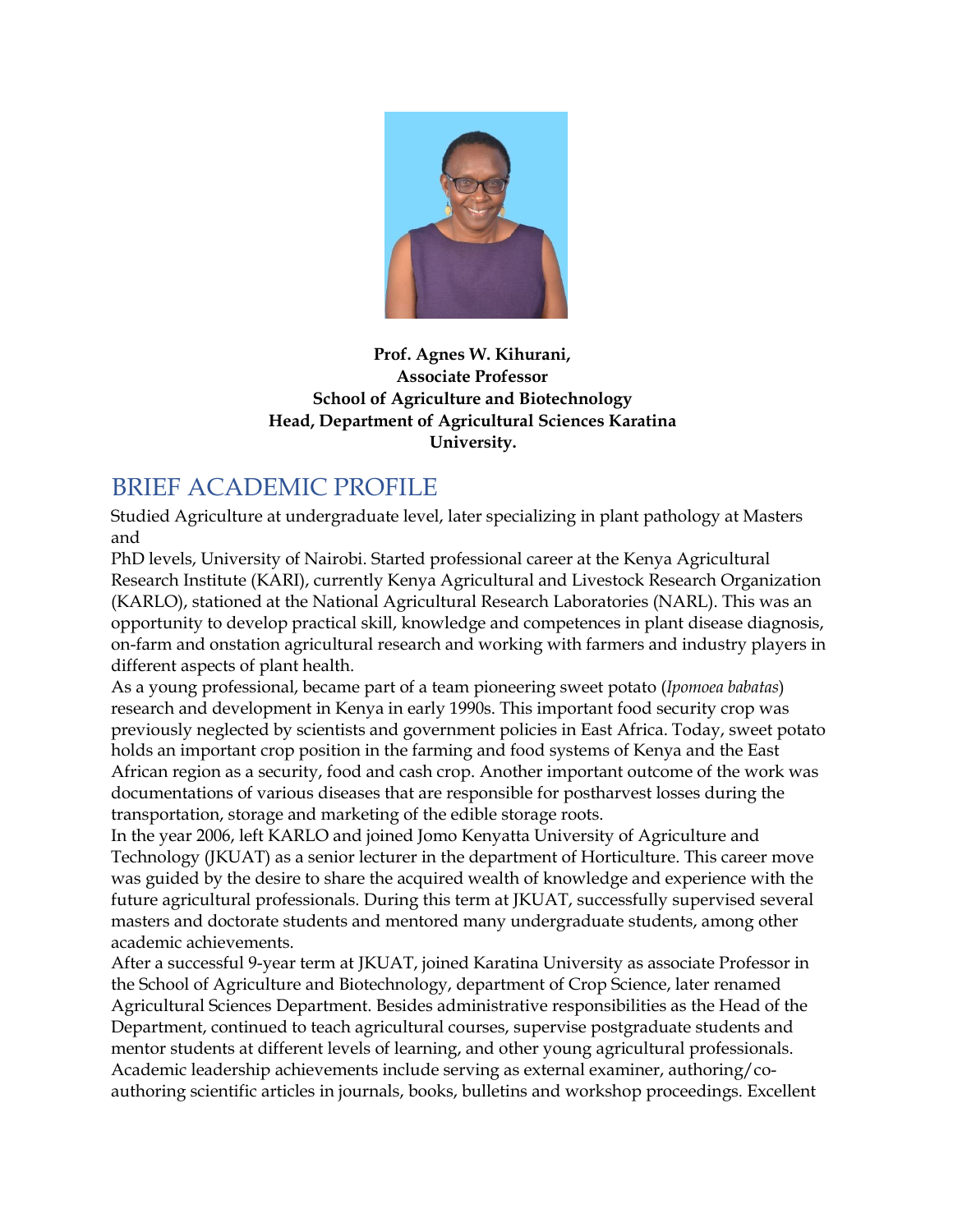**Prof. Agnes W. Kihurani,**
**Associate Professor**
**School of Agriculture and Biotechnology**
**Head, Department of Agricultural Sciences Karatina University.**

## BRIEF ACADEMIC PROFILE

Studied Agriculture at undergraduate level, later specializing in plant pathology at Masters and
PhD levels, University of Nairobi. Started professional career at the Kenya Agricultural Research Institute (KARI), currently Kenya Agricultural and Livestock Research Organization (KARLO), stationed at the National Agricultural Research Laboratories (NARL). This was an opportunity to develop practical skill, knowledge and competences in plant disease diagnosis, on-farm and onstation agricultural research and working with farmers and industry players in different aspects of plant health.

As a young professional, became part of a team pioneering sweet potato (*Ipomoea babatas*) research and development in Kenya in early 1990s. This important food security crop was previously neglected by scientists and government policies in East Africa. Today, sweet potato holds an important crop position in the farming and food systems of Kenya and the East African region as a security, food and cash crop. Another important outcome of the work was documentations of various diseases that are responsible for postharvest losses during the transportation, storage and marketing of the edible storage roots.

In the year 2006, left KARLO and joined Jomo Kenyatta University of Agriculture and Technology (JKUAT) as a senior lecturer in the department of Horticulture. This career move was guided by the desire to share the acquired wealth of knowledge and experience with the future agricultural professionals. During this term at JKUAT, successfully supervised several masters and doctorate students and mentored many undergraduate students, among other academic achievements.

After a successful 9-year term at JKUAT, joined Karatina University as associate Professor in the School of Agriculture and Biotechnology, department of Crop Science, later renamed Agricultural Sciences Department. Besides administrative responsibilities as the Head of the Department, continued to teach agricultural courses, supervise postgraduate students and mentor students at different levels of learning, and other young agricultural professionals. Academic leadership achievements include serving as external examiner, authoring/co-authoring scientific articles in journals, books, bulletins and workshop proceedings. Excellent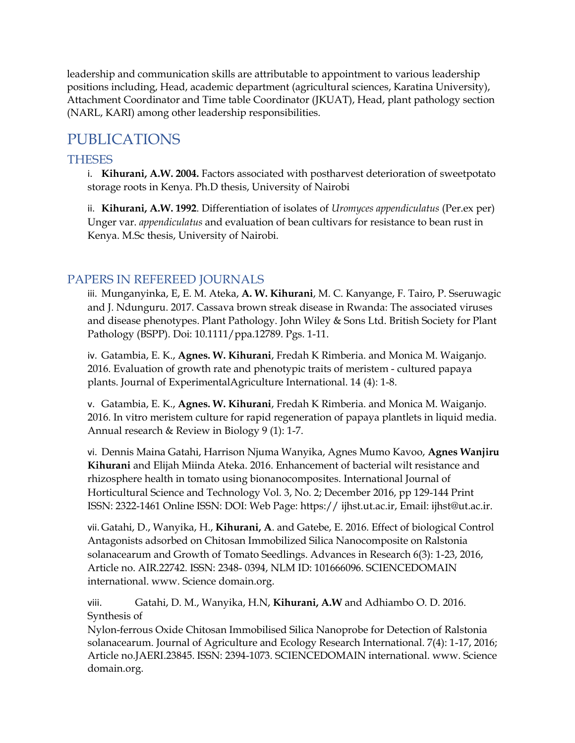leadership and communication skills are attributable to appointment to various leadership positions including, Head, academic department (agricultural sciences, Karatina University), Attachment Coordinator and Time table Coordinator (JKUAT), Head, plant pathology section (NARL, KARI) among other leadership responsibilities.

# PUBLICATIONS

## THESES

i. **Kihurani, A.W. 2004.** Factors associated with postharvest deterioration of sweetpotato storage roots in Kenya. Ph.D thesis, University of Nairobi

ii. **Kihurani, A.W. 1992**. Differentiation of isolates of *Uromyces appendiculatus* (Per.ex per) Unger var. *appendiculatus* and evaluation of bean cultivars for resistance to bean rust in Kenya. M.Sc thesis, University of Nairobi.

## PAPERS IN REFEREED JOURNALS

iii. Munganyinka, E, E. M. Ateka, **A. W. Kihurani**, M. C. Kanyange, F. Tairo, P. Sseruwagic and J. Ndunguru. 2017. Cassava brown streak disease in Rwanda: The associated viruses and disease phenotypes. Plant Pathology. John Wiley & Sons Ltd. British Society for Plant Pathology (BSPP). Doi: 10.1111/ppa.12789. Pgs. 1-11.

iv. Gatambia, E. K., **Agnes. W. Kihurani**, Fredah K Rimberia. and Monica M. Waiganjo. 2016. Evaluation of growth rate and phenotypic traits of meristem - cultured papaya plants. Journal of ExperimentalAgriculture International. 14 (4): 1-8.

v. Gatambia, E. K., **Agnes. W. Kihurani**, Fredah K Rimberia. and Monica M. Waiganjo. 2016. In vitro meristem culture for rapid regeneration of papaya plantlets in liquid media. Annual research & Review in Biology 9 (1): 1-7.

vi. Dennis Maina Gatahi, Harrison Njuma Wanyika, Agnes Mumo Kavoo, **Agnes Wanjiru Kihurani** and Elijah Miinda Ateka. 2016. Enhancement of bacterial wilt resistance and rhizosphere health in tomato using bionanocomposites. International Journal of Horticultural Science and Technology Vol. 3, No. 2; December 2016, pp 129-144 Print ISSN: 2322-1461 Online ISSN: DOI: Web Page: https:// ijhst.ut.ac.ir, Email: ijhst@ut.ac.ir.

vii. Gatahi, D., Wanyika, H., **Kihurani, A**. and Gatebe, E. 2016. Effect of biological Control Antagonists adsorbed on Chitosan Immobilized Silica Nanocomposite on Ralstonia solanacearum and Growth of Tomato Seedlings. Advances in Research 6(3): 1-23, 2016, Article no. AIR.22742. ISSN: 2348- 0394, NLM ID: 101666096. SCIENCEDOMAIN international. www. Science domain.org.

viii. Gatahi, D. M., Wanyika, H.N, **Kihurani, A.W** and Adhiambo O. D. 2016. Synthesis of Nylon-ferrous Oxide Chitosan Immobilised Silica Nanoprobe for Detection of Ralstonia solanacearum. Journal of Agriculture and Ecology Research International. 7(4): 1-17, 2016; Article no.JAERI.23845. ISSN: 2394-1073. SCIENCEDOMAIN international. www. Science domain.org.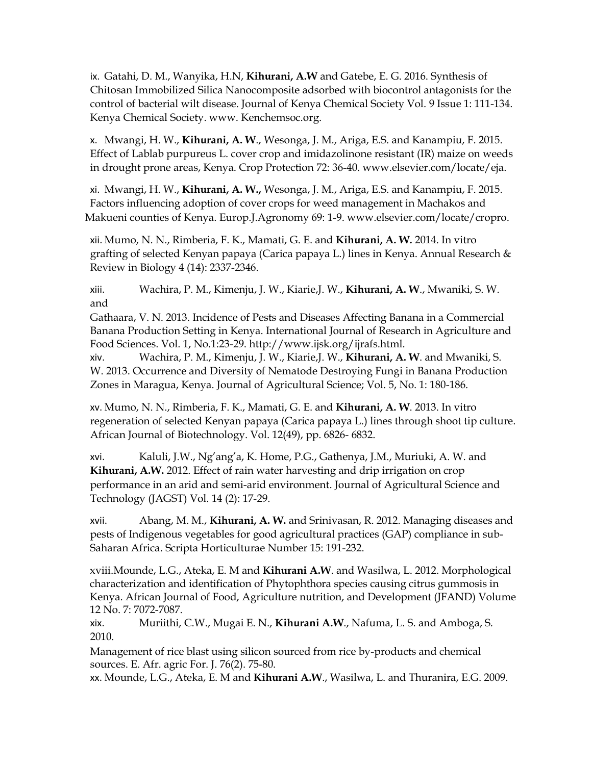ix. Gatahi, D. M., Wanyika, H.N, **Kihurani, A.W** and Gatebe, E. G. 2016. Synthesis of Chitosan Immobilized Silica Nanocomposite adsorbed with biocontrol antagonists for the control of bacterial wilt disease. Journal of Kenya Chemical Society Vol. 9 Issue 1: 111-134. Kenya Chemical Society. www. Kenchemsoc.org.

x. Mwangi, H. W., **Kihurani, A. W**., Wesonga, J. M., Ariga, E.S. and Kanampiu, F. 2015. Effect of Lablab purpureus L. cover crop and imidazolinone resistant (IR) maize on weeds in drought prone areas, Kenya. Crop Protection 72: 36-40. www.elsevier.com/locate/eja.

xi. Mwangi, H. W., **Kihurani, A. W.,** Wesonga, J. M., Ariga, E.S. and Kanampiu, F. 2015. Factors influencing adoption of cover crops for weed management in Machakos and Makueni counties of Kenya. Europ.J.Agronomy 69: 1-9. www.elsevier.com/locate/cropro.

xii. Mumo, N. N., Rimberia, F. K., Mamati, G. E. and **Kihurani, A. W.** 2014. In vitro grafting of selected Kenyan papaya (Carica papaya L.) lines in Kenya. Annual Research & Review in Biology 4 (14): 2337-2346.

xiii. Wachira, P. M., Kimenju, J. W., Kiarie,J. W., **Kihurani, A. W**., Mwaniki, S. W. and Gathaara, V. N. 2013. Incidence of Pests and Diseases Affecting Banana in a Commercial Banana Production Setting in Kenya. International Journal of Research in Agriculture and Food Sciences. Vol. 1, No.1:23-29. http://www.ijsk.org/ijrafs.html.

xiv. Wachira, P. M., Kimenju, J. W., Kiarie,J. W., **Kihurani, A. W**. and Mwaniki, S. W. 2013. Occurrence and Diversity of Nematode Destroying Fungi in Banana Production Zones in Maragua, Kenya. Journal of Agricultural Science; Vol. 5, No. 1: 180-186.

xv. Mumo, N. N., Rimberia, F. K., Mamati, G. E. and **Kihurani, A. W**. 2013. In vitro regeneration of selected Kenyan papaya (Carica papaya L.) lines through shoot tip culture. African Journal of Biotechnology. Vol. 12(49), pp. 6826- 6832.

xvi. Kaluli, J.W., Ng'ang'a, K. Home, P.G., Gathenya, J.M., Muriuki, A. W. and **Kihurani, A.W.** 2012. Effect of rain water harvesting and drip irrigation on crop performance in an arid and semi-arid environment. Journal of Agricultural Science and Technology (JAGST) Vol. 14 (2): 17-29.

xvii. Abang, M. M., **Kihurani, A. W.** and Srinivasan, R. 2012. Managing diseases and pests of Indigenous vegetables for good agricultural practices (GAP) compliance in sub-Saharan Africa. Scripta Horticulturae Number 15: 191-232.

xviii. Mounde, L.G., Ateka, E. M and **Kihurani A.W**. and Wasilwa, L. 2012. Morphological characterization and identification of Phytophthora species causing citrus gummosis in Kenya. African Journal of Food, Agriculture nutrition, and Development (JFAND) Volume 12 No. 7: 7072-7087.

xix. Muriithi, C.W., Mugai E. N., **Kihurani A.W**., Nafuma, L. S. and Amboga, S. 2010. Management of rice blast using silicon sourced from rice by-products and chemical sources. E. Afr. agric For. J. 76(2). 75-80.

xx. Mounde, L.G., Ateka, E. M and **Kihurani A.W**., Wasilwa, L. and Thuranira, E.G. 2009.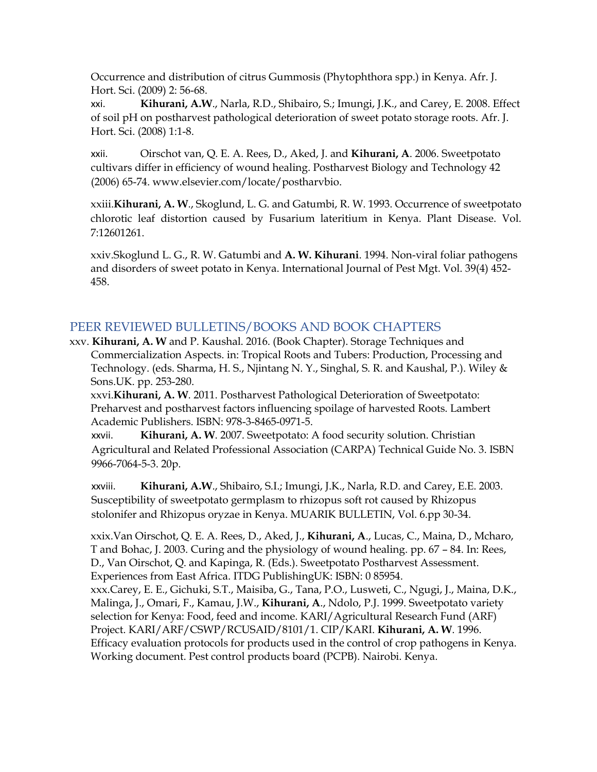Occurrence and distribution of citrus Gummosis (Phytophthora spp.) in Kenya. Afr. J. Hort. Sci. (2009) 2: 56-68.

xxi. **Kihurani, A.W**., Narla, R.D., Shibairo, S.; Imungi, J.K., and Carey, E. 2008. Effect of soil pH on postharvest pathological deterioration of sweet potato storage roots. Afr. J. Hort. Sci. (2008) 1:1-8.

xxii. Oirschot van, Q. E. A. Rees, D., Aked, J. and **Kihurani, A**. 2006. Sweetpotato cultivars differ in efficiency of wound healing. Postharvest Biology and Technology 42 (2006) 65-74. www.elsevier.com/locate/postharvbio.

xxiii.**Kihurani, A. W**., Skoglund, L. G. and Gatumbi, R. W. 1993. Occurrence of sweetpotato chlorotic leaf distortion caused by Fusarium lateritium in Kenya. Plant Disease. Vol. 7:12601261.

xxiv.Skoglund L. G., R. W. Gatumbi and **A. W. Kihurani**. 1994. Non-viral foliar pathogens and disorders of sweet potato in Kenya. International Journal of Pest Mgt. Vol. 39(4) 452-458.

## PEER REVIEWED BULLETINS/BOOKS AND BOOK CHAPTERS

xxv. **Kihurani, A. W** and P. Kaushal. 2016. (Book Chapter). Storage Techniques and Commercialization Aspects. in: Tropical Roots and Tubers: Production, Processing and Technology. (eds. Sharma, H. S., Njintang N. Y., Singhal, S. R. and Kaushal, P.). Wiley & Sons.UK. pp. 253-280.

xxvi.**Kihurani, A. W**. 2011. Postharvest Pathological Deterioration of Sweetpotato: Preharvest and postharvest factors influencing spoilage of harvested Roots. Lambert Academic Publishers. ISBN: 978-3-8465-0971-5.

xxvii. **Kihurani, A. W**. 2007. Sweetpotato: A food security solution. Christian Agricultural and Related Professional Association (CARPA) Technical Guide No. 3. ISBN 9966-7064-5-3. 20p.

xxviii. **Kihurani, A.W**., Shibairo, S.I.; Imungi, J.K., Narla, R.D. and Carey, E.E. 2003. Susceptibility of sweetpotato germplasm to rhizopus soft rot caused by Rhizopus stolonifer and Rhizopus oryzae in Kenya. MUARIK BULLETIN, Vol. 6.pp 30-34.

xxix.Van Oirschot, Q. E. A. Rees, D., Aked, J., **Kihurani, A**., Lucas, C., Maina, D., Mcharo, T and Bohac, J. 2003. Curing and the physiology of wound healing. pp. 67 – 84. In: Rees, D., Van Oirschot, Q. and Kapinga, R. (Eds.). Sweetpotato Postharvest Assessment. Experiences from East Africa. ITDG PublishingUK: ISBN: 0 85954.

xxx.Carey, E. E., Gichuki, S.T., Maisiba, G., Tana, P.O., Lusweti, C., Ngugi, J., Maina, D.K., Malinga, J., Omari, F., Kamau, J.W., **Kihurani, A**., Ndolo, P.J. 1999. Sweetpotato variety selection for Kenya: Food, feed and income. KARI/Agricultural Research Fund (ARF) Project. KARI/ARF/CSWP/RCUSAID/8101/1. CIP/KARI. **Kihurani, A. W**. 1996. Efficacy evaluation protocols for products used in the control of crop pathogens in Kenya. Working document. Pest control products board (PCPB). Nairobi. Kenya.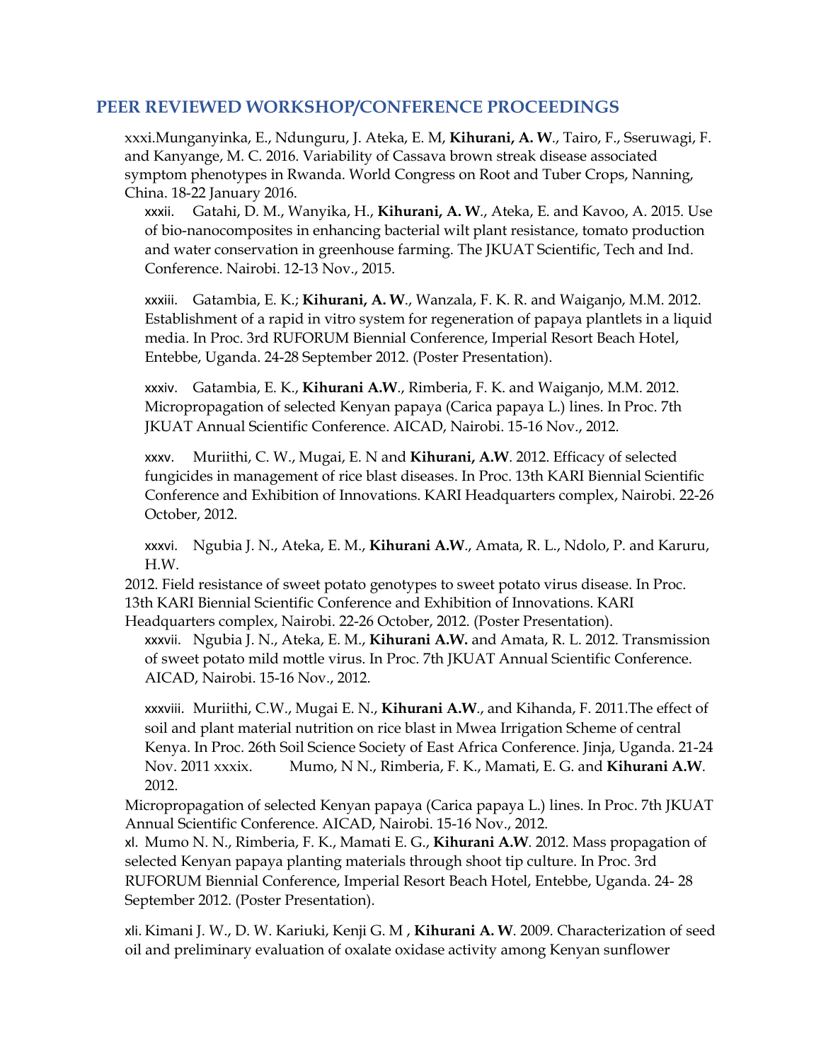## PEER REVIEWED WORKSHOP/CONFERENCE PROCEEDINGS

xxxi. Munganyinka, E., Ndunguru, J. Ateka, E. M, **Kihurani, A. W**., Tairo, F., Sseruwagi, F. and Kanyange, M. C. 2016. Variability of Cassava brown streak disease associated symptom phenotypes in Rwanda. World Congress on Root and Tuber Crops, Nanning, China. 18-22 January 2016.

xxxii. Gatahi, D. M., Wanyika, H., **Kihurani, A. W**., Ateka, E. and Kavoo, A. 2015. Use of bio-nanocomposites in enhancing bacterial wilt plant resistance, tomato production and water conservation in greenhouse farming. The JKUAT Scientific, Tech and Ind. Conference. Nairobi. 12-13 Nov., 2015.

xxxiii. Gatambia, E. K.; **Kihurani, A. W**., Wanzala, F. K. R. and Waiganjo, M.M. 2012. Establishment of a rapid in vitro system for regeneration of papaya plantlets in a liquid media. In Proc. 3rd RUFORUM Biennial Conference, Imperial Resort Beach Hotel, Entebbe, Uganda. 24-28 September 2012. (Poster Presentation).

xxxiv. Gatambia, E. K., **Kihurani A.W**., Rimberia, F. K. and Waiganjo, M.M. 2012. Micropropagation of selected Kenyan papaya (Carica papaya L.) lines. In Proc. 7th JKUAT Annual Scientific Conference. AICAD, Nairobi. 15-16 Nov., 2012.

xxxv. Muriithi, C. W., Mugai, E. N and **Kihurani, A.W**. 2012. Efficacy of selected fungicides in management of rice blast diseases. In Proc. 13th KARI Biennial Scientific Conference and Exhibition of Innovations. KARI Headquarters complex, Nairobi. 22-26 October, 2012.

xxxvi. Ngubia J. N., Ateka, E. M., **Kihurani A.W**., Amata, R. L., Ndolo, P. and Karuru, H.W. 2012. Field resistance of sweet potato genotypes to sweet potato virus disease. In Proc. 13th KARI Biennial Scientific Conference and Exhibition of Innovations. KARI Headquarters complex, Nairobi. 22-26 October, 2012. (Poster Presentation).

xxxvii. Ngubia J. N., Ateka, E. M., **Kihurani A.W.** and Amata, R. L. 2012. Transmission of sweet potato mild mottle virus. In Proc. 7th JKUAT Annual Scientific Conference. AICAD, Nairobi. 15-16 Nov., 2012.

xxxviii. Muriithi, C.W., Mugai E. N., **Kihurani A.W**., and Kihanda, F. 2011.The effect of soil and plant material nutrition on rice blast in Mwea Irrigation Scheme of central Kenya. In Proc. 26th Soil Science Society of East Africa Conference. Jinja, Uganda. 21-24 Nov. 2011

xxxix. Mumo, N N., Rimberia, F. K., Mamati, E. G. and **Kihurani A.W**. 2012. Micropropagation of selected Kenyan papaya (Carica papaya L.) lines. In Proc. 7th JKUAT Annual Scientific Conference. AICAD, Nairobi. 15-16 Nov., 2012.

xl. Mumo N. N., Rimberia, F. K., Mamati E. G., **Kihurani A.W**. 2012. Mass propagation of selected Kenyan papaya planting materials through shoot tip culture. In Proc. 3rd RUFORUM Biennial Conference, Imperial Resort Beach Hotel, Entebbe, Uganda. 24- 28 September 2012. (Poster Presentation).

xli. Kimani J. W., D. W. Kariuki, Kenji G. M , **Kihurani A. W**. 2009. Characterization of seed oil and preliminary evaluation of oxalate oxidase activity among Kenyan sunflower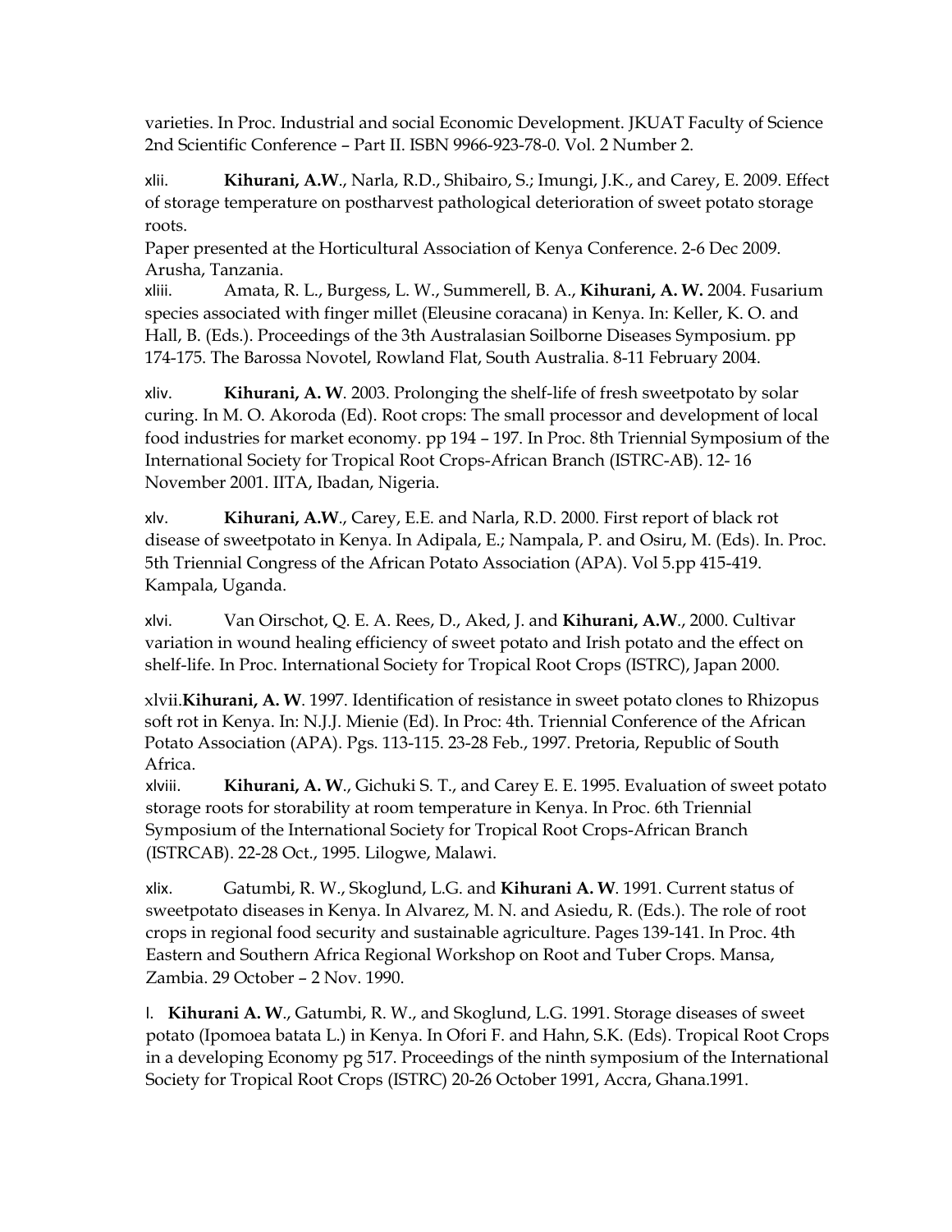varieties. In Proc. Industrial and social Economic Development. JKUAT Faculty of Science 2nd Scientific Conference – Part II. ISBN 9966-923-78-0. Vol. 2 Number 2.

xlii. **Kihurani, A.W**., Narla, R.D., Shibairo, S.; Imungi, J.K., and Carey, E. 2009. Effect of storage temperature on postharvest pathological deterioration of sweet potato storage roots.
Paper presented at the Horticultural Association of Kenya Conference. 2-6 Dec 2009. Arusha, Tanzania.

xliii. Amata, R. L., Burgess, L. W., Summerell, B. A., **Kihurani, A. W.** 2004. Fusarium species associated with finger millet (Eleusine coracana) in Kenya. In: Keller, K. O. and Hall, B. (Eds.). Proceedings of the 3th Australasian Soilborne Diseases Symposium. pp 174-175. The Barossa Novotel, Rowland Flat, South Australia. 8-11 February 2004.

xliv. **Kihurani, A. W**. 2003. Prolonging the shelf-life of fresh sweetpotato by solar curing. In M. O. Akoroda (Ed). Root crops: The small processor and development of local food industries for market economy. pp 194 – 197. In Proc. 8th Triennial Symposium of the International Society for Tropical Root Crops-African Branch (ISTRC-AB). 12- 16 November 2001. IITA, Ibadan, Nigeria.

xlv. **Kihurani, A.W**., Carey, E.E. and Narla, R.D. 2000. First report of black rot disease of sweetpotato in Kenya. In Adipala, E.; Nampala, P. and Osiru, M. (Eds). In. Proc. 5th Triennial Congress of the African Potato Association (APA). Vol 5.pp 415-419. Kampala, Uganda.

xlvi. Van Oirschot, Q. E. A. Rees, D., Aked, J. and **Kihurani, A.W**., 2000. Cultivar variation in wound healing efficiency of sweet potato and Irish potato and the effect on shelf-life. In Proc. International Society for Tropical Root Crops (ISTRC), Japan 2000.

xlvii.**Kihurani, A. W**. 1997. Identification of resistance in sweet potato clones to Rhizopus soft rot in Kenya. In: N.J.J. Mienie (Ed). In Proc: 4th. Triennial Conference of the African Potato Association (APA). Pgs. 113-115. 23-28 Feb., 1997. Pretoria, Republic of South Africa.

xlviii. **Kihurani, A. W**., Gichuki S. T., and Carey E. E. 1995. Evaluation of sweet potato storage roots for storability at room temperature in Kenya. In Proc. 6th Triennial Symposium of the International Society for Tropical Root Crops-African Branch (ISTRCAB). 22-28 Oct., 1995. Lilogwe, Malawi.

xlix. Gatumbi, R. W., Skoglund, L.G. and **Kihurani A. W**. 1991. Current status of sweetpotato diseases in Kenya. In Alvarez, M. N. and Asiedu, R. (Eds.). The role of root crops in regional food security and sustainable agriculture. Pages 139-141. In Proc. 4th Eastern and Southern Africa Regional Workshop on Root and Tuber Crops. Mansa, Zambia. 29 October – 2 Nov. 1990.

l. **Kihurani A. W**., Gatumbi, R. W., and Skoglund, L.G. 1991. Storage diseases of sweet potato (Ipomoea batata L.) in Kenya. In Ofori F. and Hahn, S.K. (Eds). Tropical Root Crops in a developing Economy pg 517. Proceedings of the ninth symposium of the International Society for Tropical Root Crops (ISTRC) 20-26 October 1991, Accra, Ghana.1991.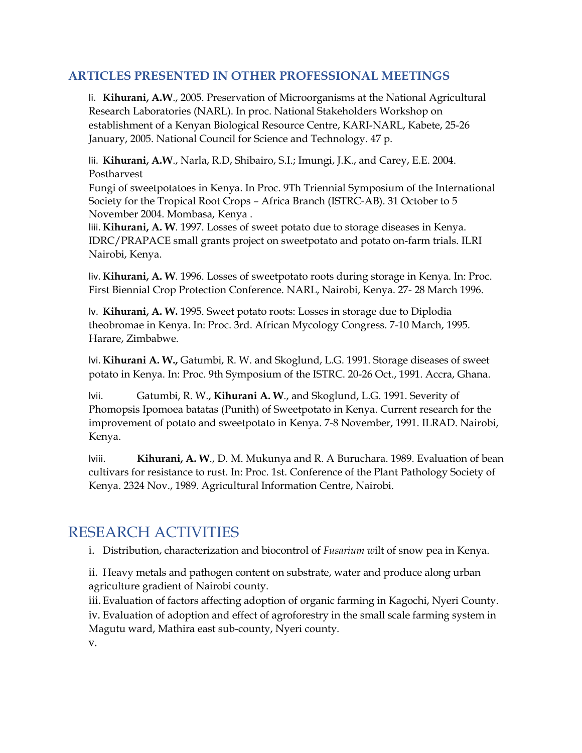## ARTICLES PRESENTED IN OTHER PROFESSIONAL MEETINGS

li. **Kihurani, A.W**., 2005. Preservation of Microorganisms at the National Agricultural Research Laboratories (NARL). In proc. National Stakeholders Workshop on establishment of a Kenyan Biological Resource Centre, KARI-NARL, Kabete, 25-26 January, 2005. National Council for Science and Technology. 47 p.

lii. **Kihurani, A.W**., Narla, R.D, Shibairo, S.I.; Imungi, J.K., and Carey, E.E. 2004. Postharvest Fungi of sweetpotatoes in Kenya. In Proc. 9Th Triennial Symposium of the International Society for the Tropical Root Crops – Africa Branch (ISTRC-AB). 31 October to 5 November 2004. Mombasa, Kenya .

liii. **Kihurani, A. W**. 1997. Losses of sweet potato due to storage diseases in Kenya. IDRC/PRAPACE small grants project on sweetpotato and potato on-farm trials. ILRI Nairobi, Kenya.

liv. **Kihurani, A. W**. 1996. Losses of sweetpotato roots during storage in Kenya. In: Proc. First Biennial Crop Protection Conference. NARL, Nairobi, Kenya. 27- 28 March 1996.

lv. **Kihurani, A. W.** 1995. Sweet potato roots: Losses in storage due to Diplodia theobromae in Kenya. In: Proc. 3rd. African Mycology Congress. 7-10 March, 1995. Harare, Zimbabwe.

lvi. **Kihurani A. W.,** Gatumbi, R. W. and Skoglund, L.G. 1991. Storage diseases of sweet potato in Kenya. In: Proc. 9th Symposium of the ISTRC. 20-26 Oct., 1991. Accra, Ghana.

lvii. Gatumbi, R. W., **Kihurani A. W**., and Skoglund, L.G. 1991. Severity of Phomopsis Ipomoea batatas (Punith) of Sweetpotato in Kenya. Current research for the improvement of potato and sweetpotato in Kenya. 7-8 November, 1991. ILRAD. Nairobi, Kenya.

lviii. **Kihurani, A. W**., D. M. Mukunya and R. A Buruchara. 1989. Evaluation of bean cultivars for resistance to rust. In: Proc. 1st. Conference of the Plant Pathology Society of Kenya. 2324 Nov., 1989. Agricultural Information Centre, Nairobi.

# RESEARCH ACTIVITIES

i. Distribution, characterization and biocontrol of *Fusarium w*ilt of snow pea in Kenya.

ii. Heavy metals and pathogen content on substrate, water and produce along urban agriculture gradient of Nairobi county.

iii. Evaluation of factors affecting adoption of organic farming in Kagochi, Nyeri County.

iv. Evaluation of adoption and effect of agroforestry in the small scale farming system in Magutu ward, Mathira east sub-county, Nyeri county.

v.